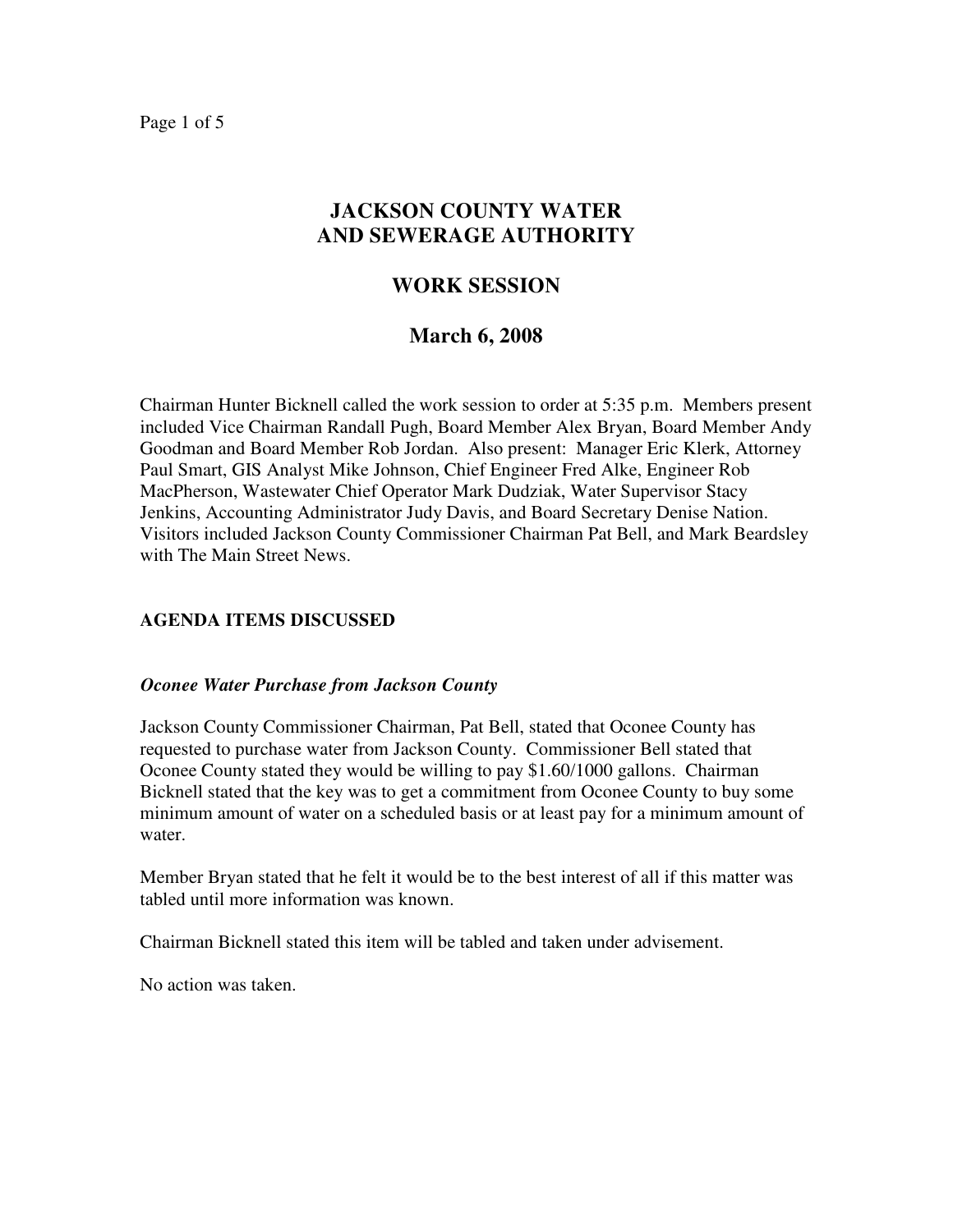# JACKSON COUNTY WATER AND SEWERAGE AUTHORITY

## WORK SESSION

## March 6, 2008

Chairman Hunter Bicknell called the work session to order at 5:35 p.m. Members present included Vice Chairman Randall Pugh, Board Member Alex Bryan, Board Member Andy Goodman and Board Member Rob Jordan. Also present: Manager Eric Klerk, Attorney Paul Smart, GIS Analyst Mike Johnson, Chief Engineer Fred Alke, Engineer Rob MacPherson, Wastewater Chief Operator Mark Dudziak, Water Supervisor Stacy Jenkins, Accounting Administrator Judy Davis, and Board Secretary Denise Nation. Visitors included Jackson County Commissioner Chairman Pat Bell, and Mark Beardsley with The Main Street News.

**AGENDA ITEMS DISCUSSED**

***Oconee Water Purchase from Jackson County***

Jackson County Commissioner Chairman, Pat Bell, stated that Oconee County has requested to purchase water from Jackson County. Commissioner Bell stated that Oconee County stated they would be willing to pay $1.60/1000 gallons. Chairman Bicknell stated that the key was to get a commitment from Oconee County to buy some minimum amount of water on a scheduled basis or at least pay for a minimum amount of water.

Member Bryan stated that he felt it would be to the best interest of all if this matter was tabled until more information was known.

Chairman Bicknell stated this item will be tabled and taken under advisement.

No action was taken.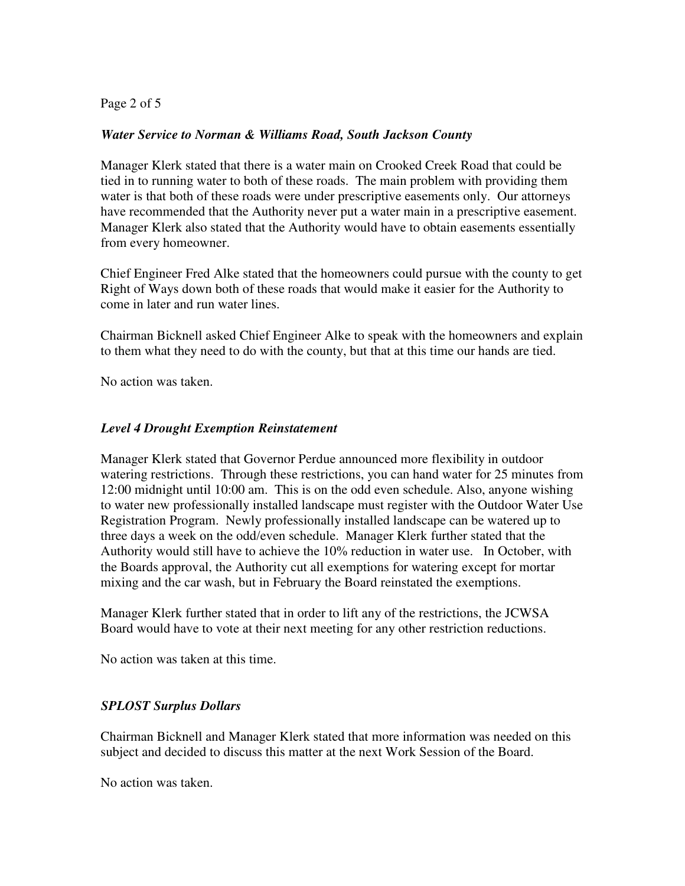***Water Service to Norman & Williams Road, South Jackson County***

Manager Klerk stated that there is a water main on Crooked Creek Road that could be tied in to running water to both of these roads. The main problem with providing them water is that both of these roads were under prescriptive easements only. Our attorneys have recommended that the Authority never put a water main in a prescriptive easement. Manager Klerk also stated that the Authority would have to obtain easements essentially from every homeowner.

Chief Engineer Fred Alke stated that the homeowners could pursue with the county to get Right of Ways down both of these roads that would make it easier for the Authority to come in later and run water lines.

Chairman Bicknell asked Chief Engineer Alke to speak with the homeowners and explain to them what they need to do with the county, but that at this time our hands are tied.

No action was taken.

***Level 4 Drought Exemption Reinstatement***

Manager Klerk stated that Governor Perdue announced more flexibility in outdoor watering restrictions. Through these restrictions, you can hand water for 25 minutes from 12:00 midnight until 10:00 am. This is on the odd even schedule. Also, anyone wishing to water new professionally installed landscape must register with the Outdoor Water Use Registration Program. Newly professionally installed landscape can be watered up to three days a week on the odd/even schedule. Manager Klerk further stated that the Authority would still have to achieve the 10% reduction in water use. In October, with the Boards approval, the Authority cut all exemptions for watering except for mortar mixing and the car wash, but in February the Board reinstated the exemptions.

Manager Klerk further stated that in order to lift any of the restrictions, the JCWSA Board would have to vote at their next meeting for any other restriction reductions.

No action was taken at this time.

***SPLOST Surplus Dollars***

Chairman Bicknell and Manager Klerk stated that more information was needed on this subject and decided to discuss this matter at the next Work Session of the Board.

No action was taken.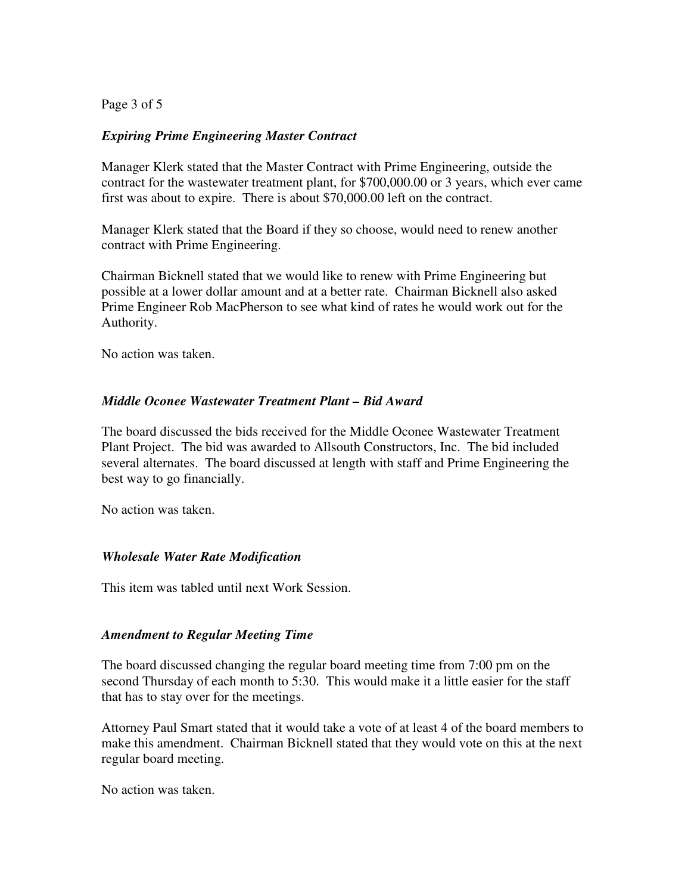### *Expiring Prime Engineering Master Contract*

Manager Klerk stated that the Master Contract with Prime Engineering, outside the contract for the wastewater treatment plant, for $700,000.00 or 3 years, which ever came first was about to expire. There is about $70,000.00 left on the contract.

Manager Klerk stated that the Board if they so choose, would need to renew another contract with Prime Engineering.

Chairman Bicknell stated that we would like to renew with Prime Engineering but possible at a lower dollar amount and at a better rate. Chairman Bicknell also asked Prime Engineer Rob MacPherson to see what kind of rates he would work out for the Authority.

No action was taken.

### *Middle Oconee Wastewater Treatment Plant – Bid Award*

The board discussed the bids received for the Middle Oconee Wastewater Treatment Plant Project. The bid was awarded to Allsouth Constructors, Inc. The bid included several alternates. The board discussed at length with staff and Prime Engineering the best way to go financially.

No action was taken.

### *Wholesale Water Rate Modification*

This item was tabled until next Work Session.

### *Amendment to Regular Meeting Time*

The board discussed changing the regular board meeting time from 7:00 pm on the second Thursday of each month to 5:30. This would make it a little easier for the staff that has to stay over for the meetings.

Attorney Paul Smart stated that it would take a vote of at least 4 of the board members to make this amendment. Chairman Bicknell stated that they would vote on this at the next regular board meeting.

No action was taken.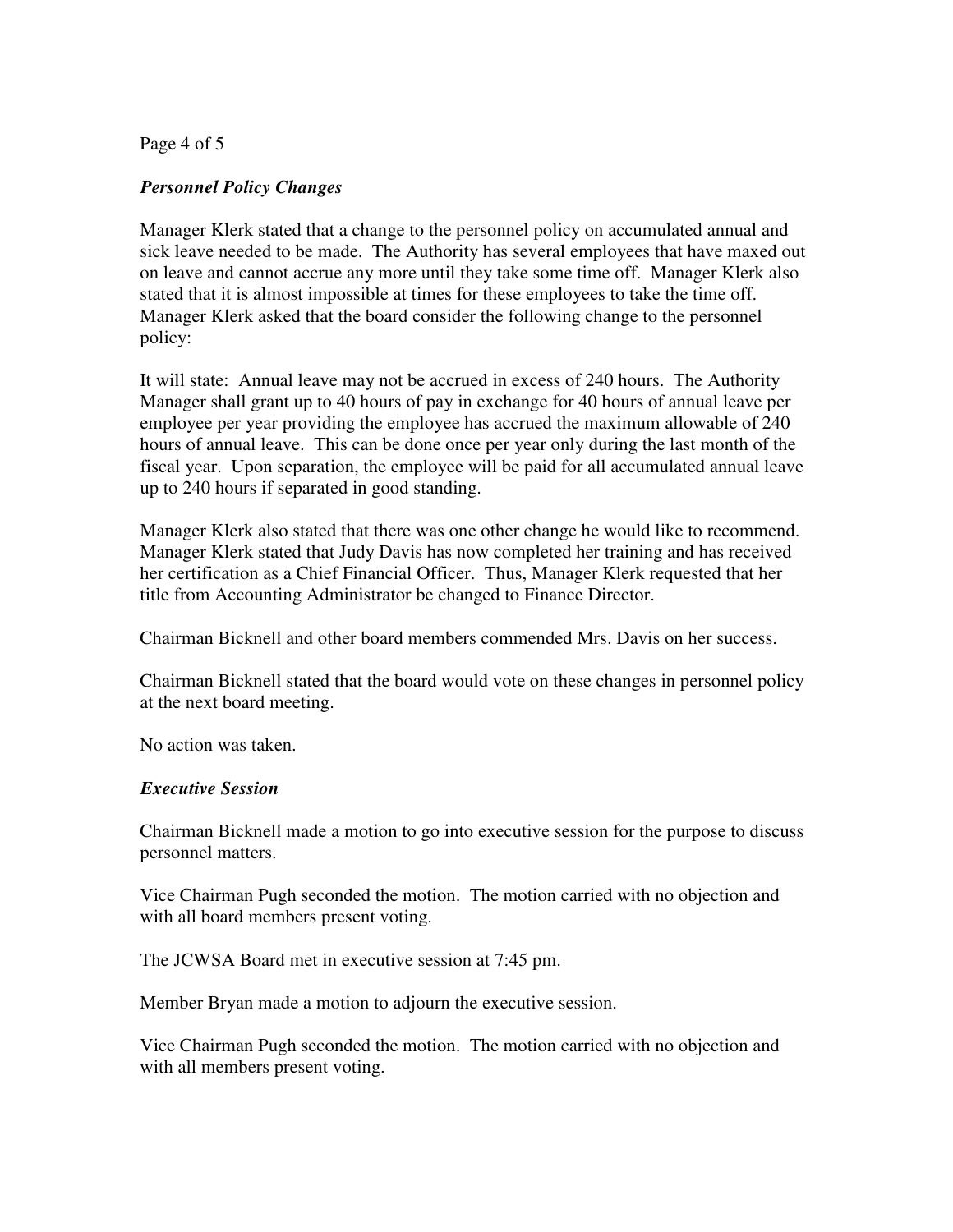### *Personnel Policy Changes*

Manager Klerk stated that a change to the personnel policy on accumulated annual and sick leave needed to be made. The Authority has several employees that have maxed out on leave and cannot accrue any more until they take some time off. Manager Klerk also stated that it is almost impossible at times for these employees to take the time off. Manager Klerk asked that the board consider the following change to the personnel policy:

It will state: Annual leave may not be accrued in excess of 240 hours. The Authority Manager shall grant up to 40 hours of pay in exchange for 40 hours of annual leave per employee per year providing the employee has accrued the maximum allowable of 240 hours of annual leave. This can be done once per year only during the last month of the fiscal year. Upon separation, the employee will be paid for all accumulated annual leave up to 240 hours if separated in good standing.

Manager Klerk also stated that there was one other change he would like to recommend. Manager Klerk stated that Judy Davis has now completed her training and has received her certification as a Chief Financial Officer. Thus, Manager Klerk requested that her title from Accounting Administrator be changed to Finance Director.

Chairman Bicknell and other board members commended Mrs. Davis on her success.

Chairman Bicknell stated that the board would vote on these changes in personnel policy at the next board meeting.

No action was taken.

### *Executive Session*

Chairman Bicknell made a motion to go into executive session for the purpose to discuss personnel matters.

Vice Chairman Pugh seconded the motion. The motion carried with no objection and with all board members present voting.

The JCWSA Board met in executive session at 7:45 pm.

Member Bryan made a motion to adjourn the executive session.

Vice Chairman Pugh seconded the motion. The motion carried with no objection and with all members present voting.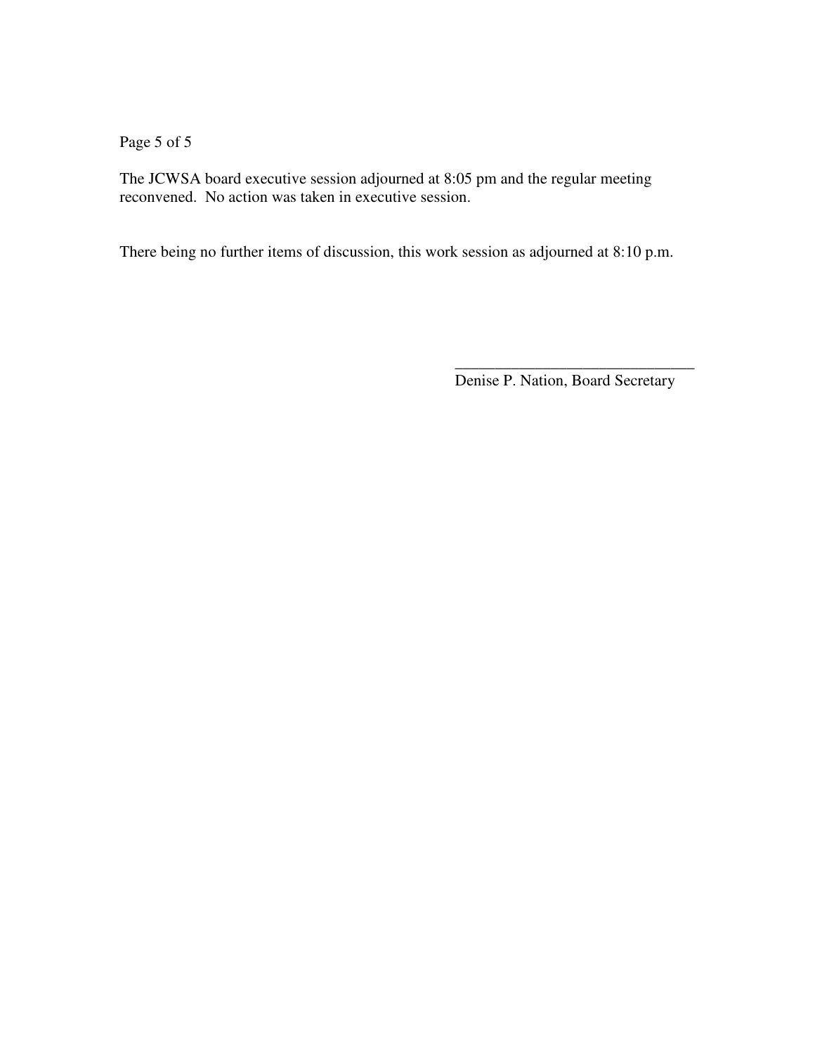The JCWSA board executive session adjourned at 8:05 pm and the regular meeting reconvened. No action was taken in executive session.

There being no further items of discussion, this work session as adjourned at 8:10 p.m.

_______________________________
Denise P. Nation, Board Secretary